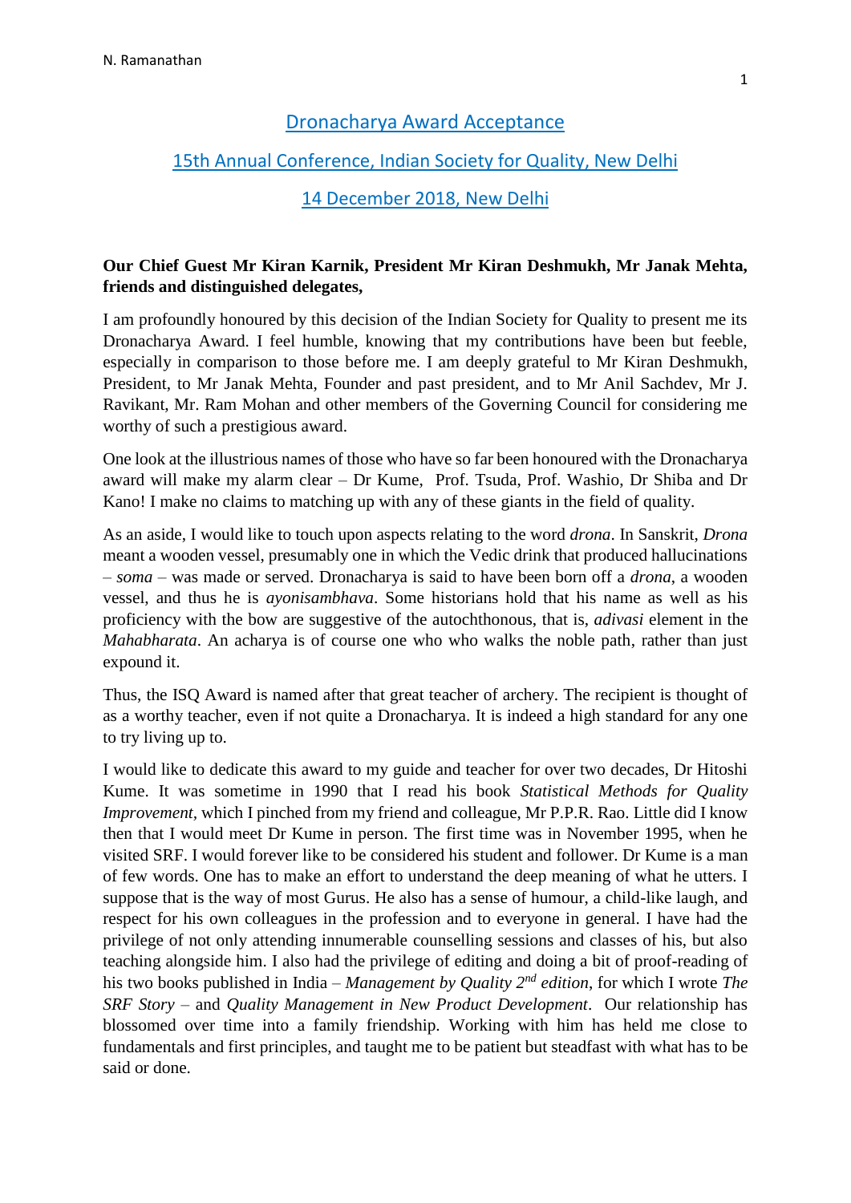# Dronacharya Award Acceptance

## 15th Annual Conference, Indian Society for Quality, New Delhi

## 14 December 2018, New Delhi

**Our Chief Guest Mr Kiran Karnik, President Mr Kiran Deshmukh, Mr Janak Mehta, friends and distinguished delegates,**

I am profoundly honoured by this decision of the Indian Society for Quality to present me its Dronacharya Award. I feel humble, knowing that my contributions have been but feeble, especially in comparison to those before me. I am deeply grateful to Mr Kiran Deshmukh, President, to Mr Janak Mehta, Founder and past president, and to Mr Anil Sachdev, Mr J. Ravikant, Mr. Ram Mohan and other members of the Governing Council for considering me worthy of such a prestigious award.

One look at the illustrious names of those who have so far been honoured with the Dronacharya award will make my alarm clear – Dr Kume, Prof. Tsuda, Prof. Washio, Dr Shiba and Dr Kano! I make no claims to matching up with any of these giants in the field of quality.

As an aside, I would like to touch upon aspects relating to the word *drona*. In Sanskrit, *Drona* meant a wooden vessel, presumably one in which the Vedic drink that produced hallucinations – *soma* – was made or served. Dronacharya is said to have been born off a *drona*, a wooden vessel, and thus he is *ayonisambhava*. Some historians hold that his name as well as his proficiency with the bow are suggestive of the autochthonous, that is, *adivasi* element in the *Mahabharata*. An acharya is of course one who who walks the noble path, rather than just expound it.

Thus, the ISQ Award is named after that great teacher of archery. The recipient is thought of as a worthy teacher, even if not quite a Dronacharya. It is indeed a high standard for any one to try living up to.

I would like to dedicate this award to my guide and teacher for over two decades, Dr Hitoshi Kume. It was sometime in 1990 that I read his book *Statistical Methods for Quality Improvement*, which I pinched from my friend and colleague, Mr P.P.R. Rao. Little did I know then that I would meet Dr Kume in person. The first time was in November 1995, when he visited SRF. I would forever like to be considered his student and follower. Dr Kume is a man of few words. One has to make an effort to understand the deep meaning of what he utters. I suppose that is the way of most Gurus. He also has a sense of humour, a child-like laugh, and respect for his own colleagues in the profession and to everyone in general. I have had the privilege of not only attending innumerable counselling sessions and classes of his, but also teaching alongside him. I also had the privilege of editing and doing a bit of proof-reading of his two books published in India – *Management by Quality 2nd edition*, for which I wrote *The SRF Story* – and *Quality Management in New Product Development*. Our relationship has blossomed over time into a family friendship. Working with him has held me close to fundamentals and first principles, and taught me to be patient but steadfast with what has to be said or done.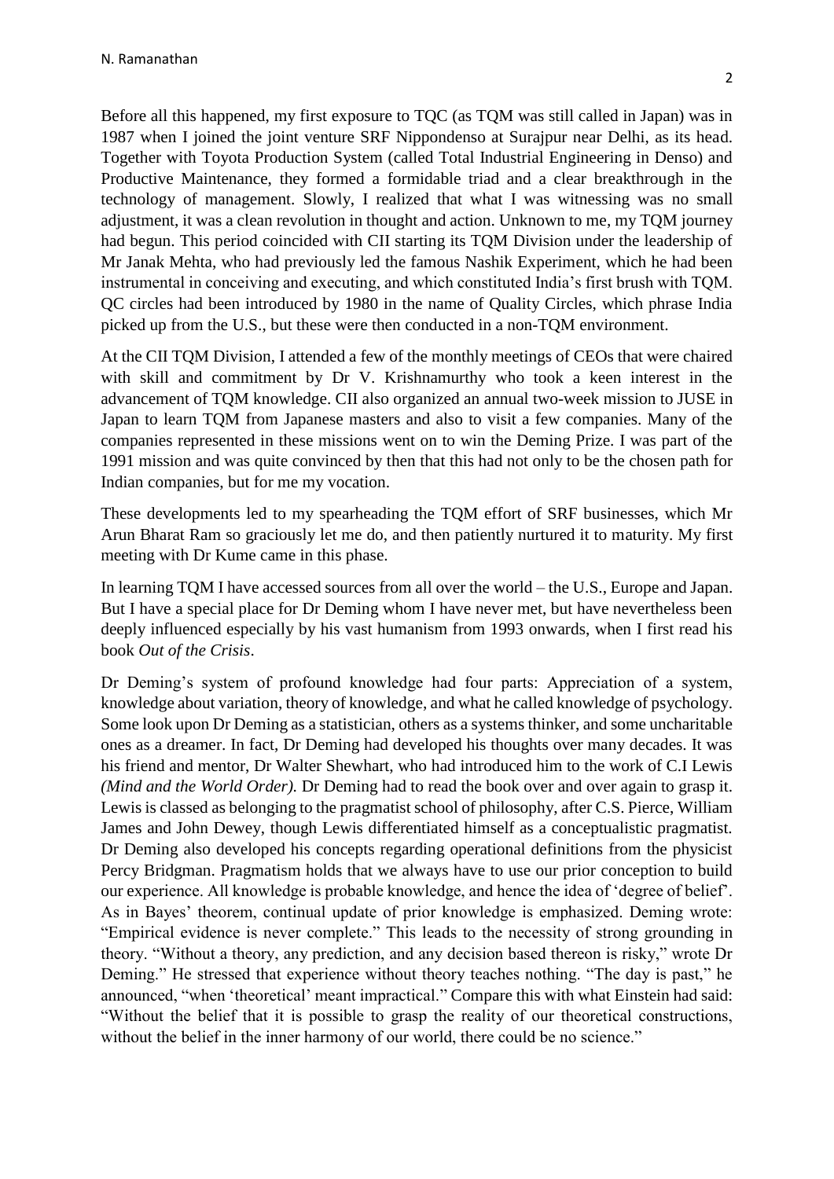Before all this happened, my first exposure to TQC (as TQM was still called in Japan) was in 1987 when I joined the joint venture SRF Nippondenso at Surajpur near Delhi, as its head. Together with Toyota Production System (called Total Industrial Engineering in Denso) and Productive Maintenance, they formed a formidable triad and a clear breakthrough in the technology of management. Slowly, I realized that what I was witnessing was no small adjustment, it was a clean revolution in thought and action. Unknown to me, my TQM journey had begun. This period coincided with CII starting its TQM Division under the leadership of Mr Janak Mehta, who had previously led the famous Nashik Experiment, which he had been instrumental in conceiving and executing, and which constituted India's first brush with TQM. QC circles had been introduced by 1980 in the name of Quality Circles, which phrase India picked up from the U.S., but these were then conducted in a non-TQM environment.

At the CII TQM Division, I attended a few of the monthly meetings of CEOs that were chaired with skill and commitment by Dr V. Krishnamurthy who took a keen interest in the advancement of TQM knowledge. CII also organized an annual two-week mission to JUSE in Japan to learn TQM from Japanese masters and also to visit a few companies. Many of the companies represented in these missions went on to win the Deming Prize. I was part of the 1991 mission and was quite convinced by then that this had not only to be the chosen path for Indian companies, but for me my vocation.

These developments led to my spearheading the TQM effort of SRF businesses, which Mr Arun Bharat Ram so graciously let me do, and then patiently nurtured it to maturity. My first meeting with Dr Kume came in this phase.

In learning TQM I have accessed sources from all over the world – the U.S., Europe and Japan. But I have a special place for Dr Deming whom I have never met, but have nevertheless been deeply influenced especially by his vast humanism from 1993 onwards, when I first read his book *Out of the Crisis*.

Dr Deming's system of profound knowledge had four parts: Appreciation of a system, knowledge about variation, theory of knowledge, and what he called knowledge of psychology. Some look upon Dr Deming as a statistician, others as a systems thinker, and some uncharitable ones as a dreamer. In fact, Dr Deming had developed his thoughts over many decades. It was his friend and mentor, Dr Walter Shewhart, who had introduced him to the work of C.I Lewis *(Mind and the World Order).* Dr Deming had to read the book over and over again to grasp it. Lewis is classed as belonging to the pragmatist school of philosophy, after C.S. Pierce, William James and John Dewey, though Lewis differentiated himself as a conceptualistic pragmatist. Dr Deming also developed his concepts regarding operational definitions from the physicist Percy Bridgman. Pragmatism holds that we always have to use our prior conception to build our experience. All knowledge is probable knowledge, and hence the idea of 'degree of belief'. As in Bayes' theorem, continual update of prior knowledge is emphasized. Deming wrote: "Empirical evidence is never complete." This leads to the necessity of strong grounding in theory. "Without a theory, any prediction, and any decision based thereon is risky," wrote Dr Deming." He stressed that experience without theory teaches nothing. "The day is past," he announced, "when 'theoretical' meant impractical." Compare this with what Einstein had said: "Without the belief that it is possible to grasp the reality of our theoretical constructions, without the belief in the inner harmony of our world, there could be no science."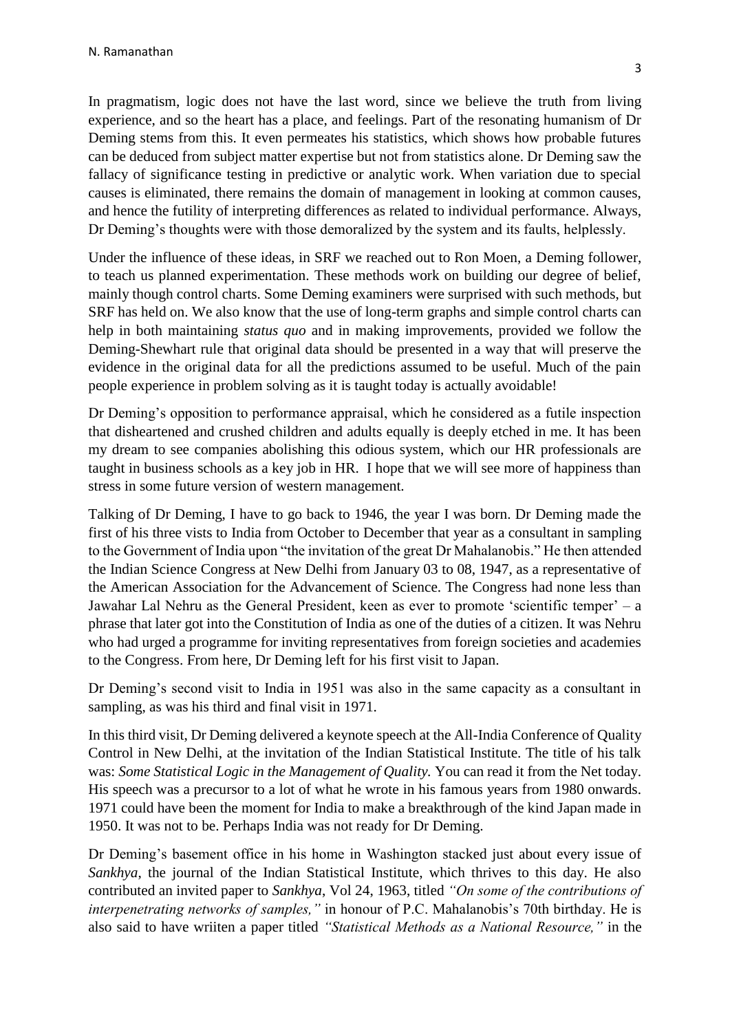In pragmatism, logic does not have the last word, since we believe the truth from living experience, and so the heart has a place, and feelings. Part of the resonating humanism of Dr Deming stems from this. It even permeates his statistics, which shows how probable futures can be deduced from subject matter expertise but not from statistics alone. Dr Deming saw the fallacy of significance testing in predictive or analytic work. When variation due to special causes is eliminated, there remains the domain of management in looking at common causes, and hence the futility of interpreting differences as related to individual performance. Always, Dr Deming's thoughts were with those demoralized by the system and its faults, helplessly.

Under the influence of these ideas, in SRF we reached out to Ron Moen, a Deming follower, to teach us planned experimentation. These methods work on building our degree of belief, mainly though control charts. Some Deming examiners were surprised with such methods, but SRF has held on. We also know that the use of long-term graphs and simple control charts can help in both maintaining *status quo* and in making improvements, provided we follow the Deming-Shewhart rule that original data should be presented in a way that will preserve the evidence in the original data for all the predictions assumed to be useful. Much of the pain people experience in problem solving as it is taught today is actually avoidable!

Dr Deming's opposition to performance appraisal, which he considered as a futile inspection that disheartened and crushed children and adults equally is deeply etched in me. It has been my dream to see companies abolishing this odious system, which our HR professionals are taught in business schools as a key job in HR. I hope that we will see more of happiness than stress in some future version of western management.

Talking of Dr Deming, I have to go back to 1946, the year I was born. Dr Deming made the first of his three vists to India from October to December that year as a consultant in sampling to the Government of India upon "the invitation of the great Dr Mahalanobis." He then attended the Indian Science Congress at New Delhi from January 03 to 08, 1947, as a representative of the American Association for the Advancement of Science. The Congress had none less than Jawahar Lal Nehru as the General President, keen as ever to promote 'scientific temper' – a phrase that later got into the Constitution of India as one of the duties of a citizen. It was Nehru who had urged a programme for inviting representatives from foreign societies and academies to the Congress. From here, Dr Deming left for his first visit to Japan.

Dr Deming's second visit to India in 1951 was also in the same capacity as a consultant in sampling, as was his third and final visit in 1971.

In this third visit, Dr Deming delivered a keynote speech at the All-India Conference of Quality Control in New Delhi, at the invitation of the Indian Statistical Institute. The title of his talk was: *Some Statistical Logic in the Management of Quality.* You can read it from the Net today. His speech was a precursor to a lot of what he wrote in his famous years from 1980 onwards. 1971 could have been the moment for India to make a breakthrough of the kind Japan made in 1950. It was not to be. Perhaps India was not ready for Dr Deming.

Dr Deming's basement office in his home in Washington stacked just about every issue of *Sankhya*, the journal of the Indian Statistical Institute, which thrives to this day. He also contributed an invited paper to *Sankhya*, Vol 24, 1963, titled *"On some of the contributions of interpenetrating networks of samples,"* in honour of P.C. Mahalanobis's 70th birthday. He is also said to have wriiten a paper titled *"Statistical Methods as a National Resource,"* in the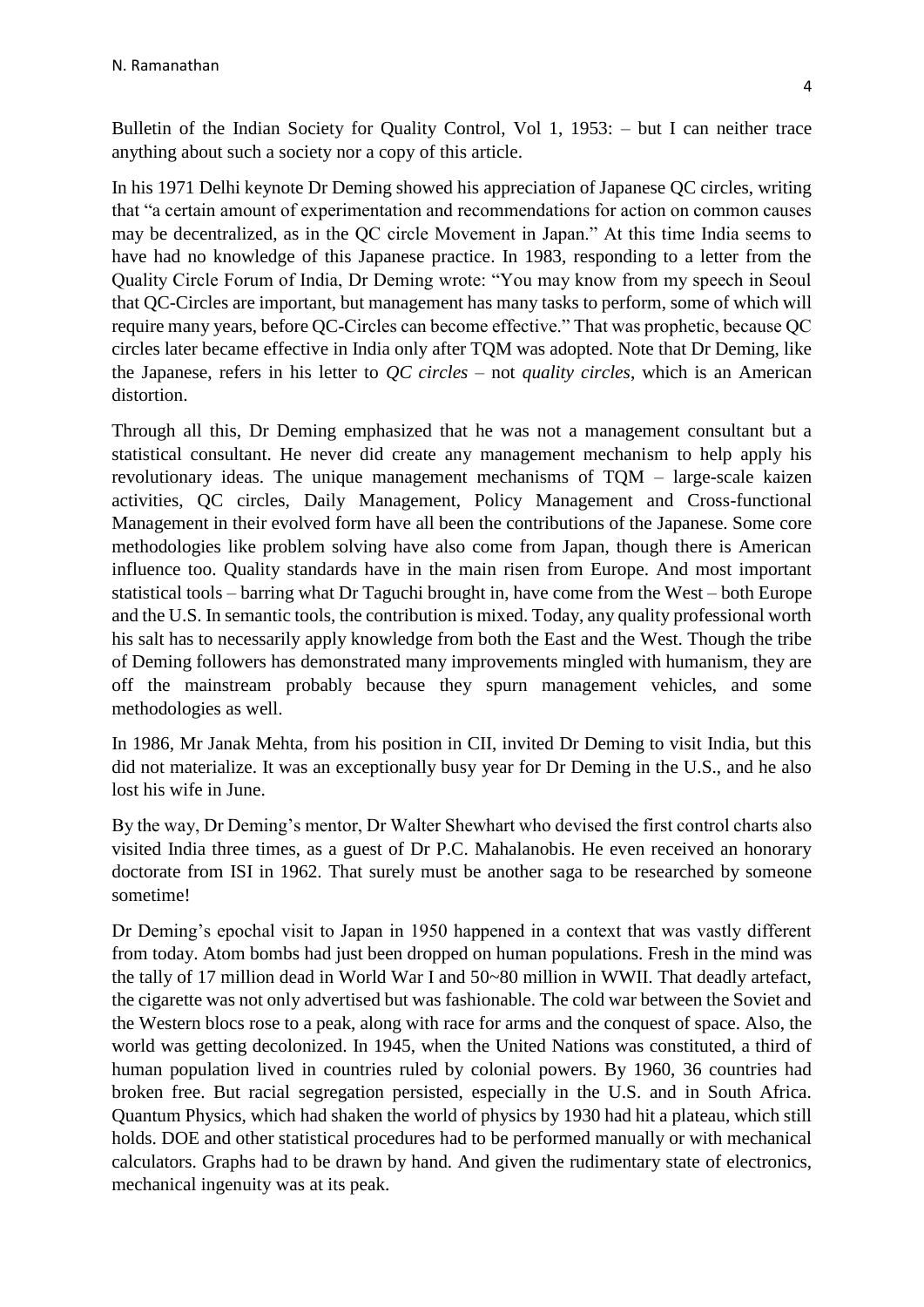Bulletin of the Indian Society for Quality Control, Vol 1, 1953: – but I can neither trace anything about such a society nor a copy of this article.

In his 1971 Delhi keynote Dr Deming showed his appreciation of Japanese QC circles, writing that "a certain amount of experimentation and recommendations for action on common causes may be decentralized, as in the QC circle Movement in Japan." At this time India seems to have had no knowledge of this Japanese practice. In 1983, responding to a letter from the Quality Circle Forum of India, Dr Deming wrote: "You may know from my speech in Seoul that QC-Circles are important, but management has many tasks to perform, some of which will require many years, before QC-Circles can become effective." That was prophetic, because QC circles later became effective in India only after TQM was adopted. Note that Dr Deming, like the Japanese, refers in his letter to *QC circles* – not *quality circles*, which is an American distortion.

Through all this, Dr Deming emphasized that he was not a management consultant but a statistical consultant. He never did create any management mechanism to help apply his revolutionary ideas. The unique management mechanisms of TQM – large-scale kaizen activities, QC circles, Daily Management, Policy Management and Cross-functional Management in their evolved form have all been the contributions of the Japanese. Some core methodologies like problem solving have also come from Japan, though there is American influence too. Quality standards have in the main risen from Europe. And most important statistical tools – barring what Dr Taguchi brought in, have come from the West – both Europe and the U.S. In semantic tools, the contribution is mixed. Today, any quality professional worth his salt has to necessarily apply knowledge from both the East and the West. Though the tribe of Deming followers has demonstrated many improvements mingled with humanism, they are off the mainstream probably because they spurn management vehicles, and some methodologies as well.

In 1986, Mr Janak Mehta, from his position in CII, invited Dr Deming to visit India, but this did not materialize. It was an exceptionally busy year for Dr Deming in the U.S., and he also lost his wife in June.

By the way, Dr Deming's mentor, Dr Walter Shewhart who devised the first control charts also visited India three times, as a guest of Dr P.C. Mahalanobis. He even received an honorary doctorate from ISI in 1962. That surely must be another saga to be researched by someone sometime!

Dr Deming's epochal visit to Japan in 1950 happened in a context that was vastly different from today. Atom bombs had just been dropped on human populations. Fresh in the mind was the tally of 17 million dead in World War I and 50~80 million in WWII. That deadly artefact, the cigarette was not only advertised but was fashionable. The cold war between the Soviet and the Western blocs rose to a peak, along with race for arms and the conquest of space. Also, the world was getting decolonized. In 1945, when the United Nations was constituted, a third of human population lived in countries ruled by colonial powers. By 1960, 36 countries had broken free. But racial segregation persisted, especially in the U.S. and in South Africa. Quantum Physics, which had shaken the world of physics by 1930 had hit a plateau, which still holds. DOE and other statistical procedures had to be performed manually or with mechanical calculators. Graphs had to be drawn by hand. And given the rudimentary state of electronics, mechanical ingenuity was at its peak.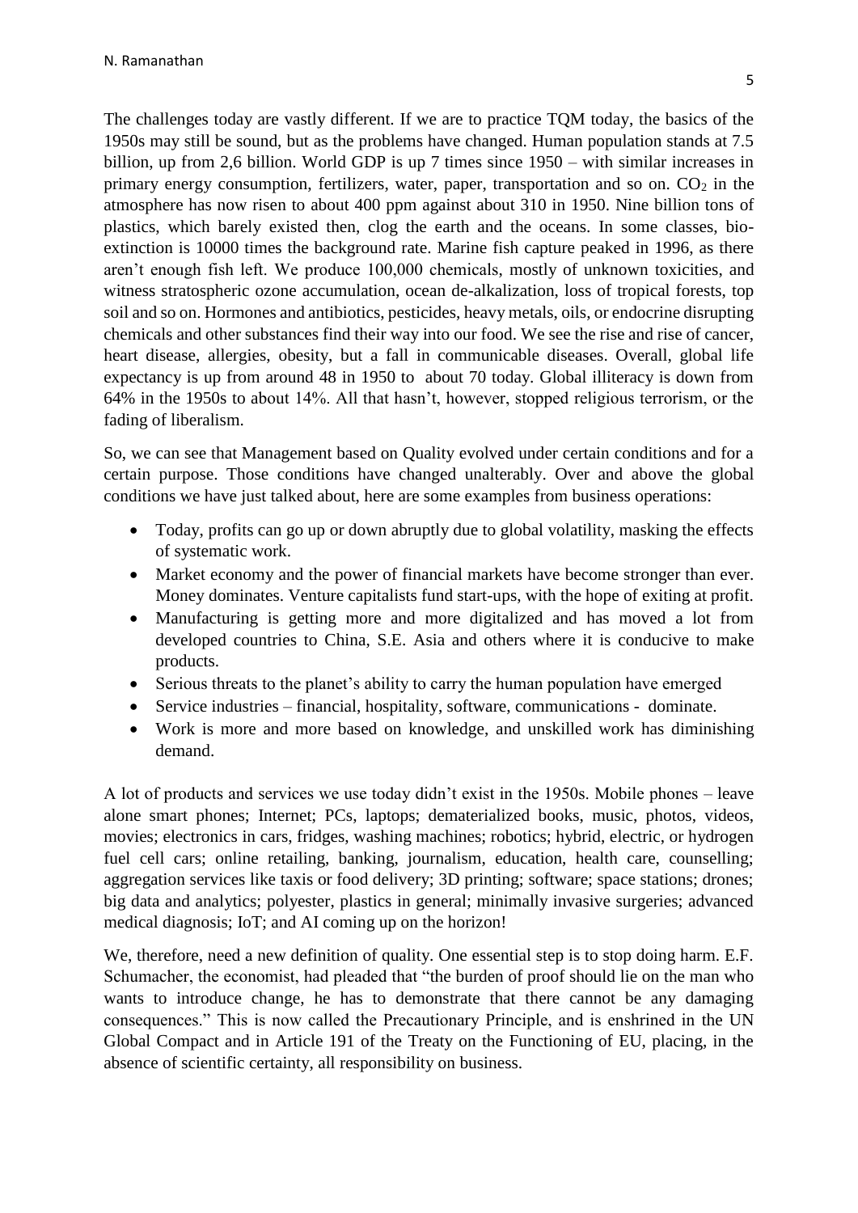The challenges today are vastly different. If we are to practice TQM today, the basics of the 1950s may still be sound, but as the problems have changed. Human population stands at 7.5 billion, up from 2,6 billion. World GDP is up 7 times since 1950 – with similar increases in primary energy consumption, fertilizers, water, paper, transportation and so on. $CO_2$ in the atmosphere has now risen to about 400 ppm against about 310 in 1950. Nine billion tons of plastics, which barely existed then, clog the earth and the oceans. In some classes, bio-extinction is 10000 times the background rate. Marine fish capture peaked in 1996, as there aren't enough fish left. We produce 100,000 chemicals, mostly of unknown toxicities, and witness stratospheric ozone accumulation, ocean de-alkalization, loss of tropical forests, top soil and so on. Hormones and antibiotics, pesticides, heavy metals, oils, or endocrine disrupting chemicals and other substances find their way into our food. We see the rise and rise of cancer, heart disease, allergies, obesity, but a fall in communicable diseases. Overall, global life expectancy is up from around 48 in 1950 to about 70 today. Global illiteracy is down from 64% in the 1950s to about 14%. All that hasn't, however, stopped religious terrorism, or the fading of liberalism.

So, we can see that Management based on Quality evolved under certain conditions and for a certain purpose. Those conditions have changed unalterably. Over and above the global conditions we have just talked about, here are some examples from business operations:

- Today, profits can go up or down abruptly due to global volatility, masking the effects of systematic work.
- Market economy and the power of financial markets have become stronger than ever. Money dominates. Venture capitalists fund start-ups, with the hope of exiting at profit.
- Manufacturing is getting more and more digitalized and has moved a lot from developed countries to China, S.E. Asia and others where it is conducive to make products.
- Serious threats to the planet's ability to carry the human population have emerged
- Service industries – financial, hospitality, software, communications - dominate.
- Work is more and more based on knowledge, and unskilled work has diminishing demand.

A lot of products and services we use today didn't exist in the 1950s. Mobile phones – leave alone smart phones; Internet; PCs, laptops; dematerialized books, music, photos, videos, movies; electronics in cars, fridges, washing machines; robotics; hybrid, electric, or hydrogen fuel cell cars; online retailing, banking, journalism, education, health care, counselling; aggregation services like taxis or food delivery; 3D printing; software; space stations; drones; big data and analytics; polyester, plastics in general; minimally invasive surgeries; advanced medical diagnosis; IoT; and AI coming up on the horizon!

We, therefore, need a new definition of quality. One essential step is to stop doing harm. E.F. Schumacher, the economist, had pleaded that "the burden of proof should lie on the man who wants to introduce change, he has to demonstrate that there cannot be any damaging consequences." This is now called the Precautionary Principle, and is enshrined in the UN Global Compact and in Article 191 of the Treaty on the Functioning of EU, placing, in the absence of scientific certainty, all responsibility on business.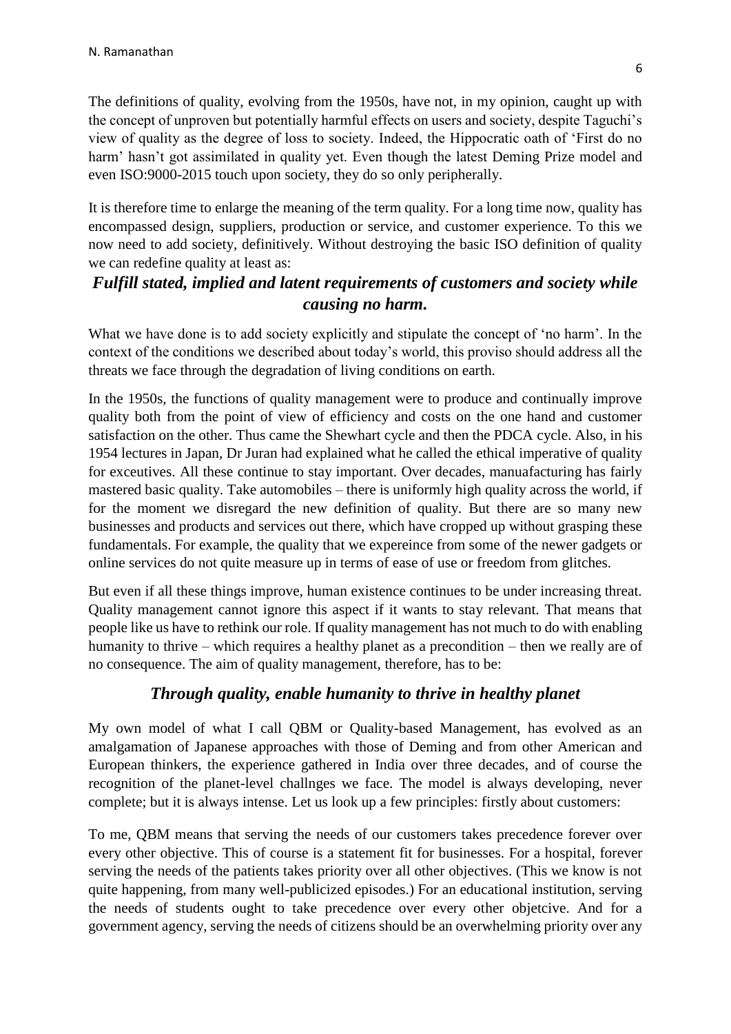The definitions of quality, evolving from the 1950s, have not, in my opinion, caught up with the concept of unproven but potentially harmful effects on users and society, despite Taguchi's view of quality as the degree of loss to society. Indeed, the Hippocratic oath of 'First do no harm' hasn't got assimilated in quality yet. Even though the latest Deming Prize model and even ISO:9000-2015 touch upon society, they do so only peripherally.

It is therefore time to enlarge the meaning of the term quality. For a long time now, quality has encompassed design, suppliers, production or service, and customer experience. To this we now need to add society, definitively. Without destroying the basic ISO definition of quality we can redefine quality at least as:

***Fulfill stated, implied and latent requirements of customers and society while causing no harm.***

What we have done is to add society explicitly and stipulate the concept of 'no harm'. In the context of the conditions we described about today's world, this proviso should address all the threats we face through the degradation of living conditions on earth.

In the 1950s, the functions of quality management were to produce and continually improve quality both from the point of view of efficiency and costs on the one hand and customer satisfaction on the other. Thus came the Shewhart cycle and then the PDCA cycle. Also, in his 1954 lectures in Japan, Dr Juran had explained what he called the ethical imperative of quality for exceutives. All these continue to stay important. Over decades, manuafacturing has fairly mastered basic quality. Take automobiles – there is uniformly high quality across the world, if for the moment we disregard the new definition of quality. But there are so many new businesses and products and services out there, which have cropped up without grasping these fundamentals. For example, the quality that we expereince from some of the newer gadgets or online services do not quite measure up in terms of ease of use or freedom from glitches.

But even if all these things improve, human existence continues to be under increasing threat. Quality management cannot ignore this aspect if it wants to stay relevant. That means that people like us have to rethink our role. If quality management has not much to do with enabling humanity to thrive – which requires a healthy planet as a precondition – then we really are of no consequence. The aim of quality management, therefore, has to be:

***Through quality, enable humanity to thrive in healthy planet***

My own model of what I call QBM or Quality-based Management, has evolved as an amalgamation of Japanese approaches with those of Deming and from other American and European thinkers, the experience gathered in India over three decades, and of course the recognition of the planet-level challnges we face. The model is always developing, never complete; but it is always intense. Let us look up a few principles: firstly about customers:

To me, QBM means that serving the needs of our customers takes precedence forever over every other objective. This of course is a statement fit for businesses. For a hospital, forever serving the needs of the patients takes priority over all other objectives. (This we know is not quite happening, from many well-publicized episodes.) For an educational institution, serving the needs of students ought to take precedence over every other objetcive. And for a government agency, serving the needs of citizens should be an overwhelming priority over any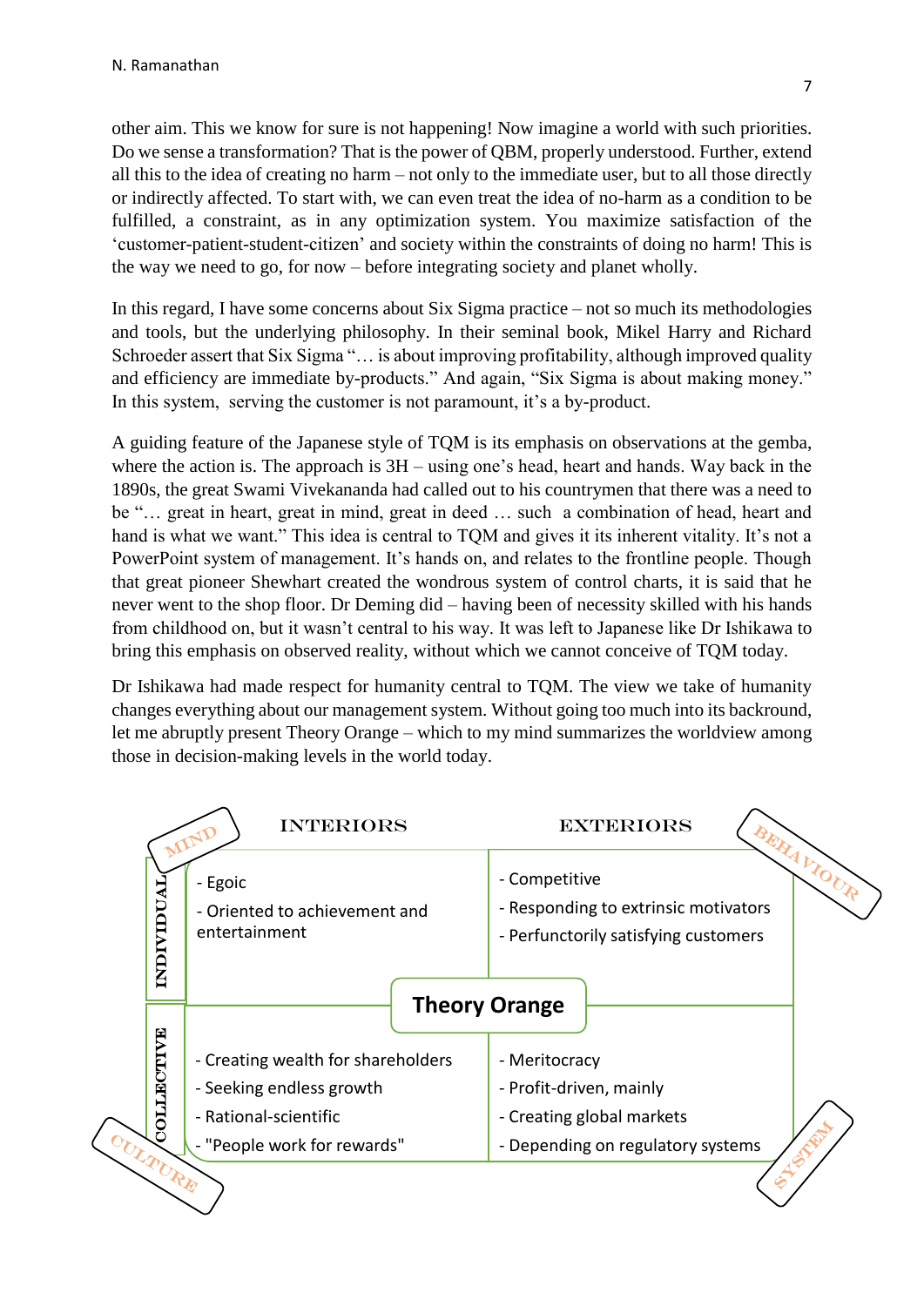other aim. This we know for sure is not happening! Now imagine a world with such priorities. Do we sense a transformation? That is the power of QBM, properly understood. Further, extend all this to the idea of creating no harm – not only to the immediate user, but to all those directly or indirectly affected. To start with, we can even treat the idea of no-harm as a condition to be fulfilled, a constraint, as in any optimization system. You maximize satisfaction of the 'customer-patient-student-citizen' and society within the constraints of doing no harm! This is the way we need to go, for now – before integrating society and planet wholly.

In this regard, I have some concerns about Six Sigma practice – not so much its methodologies and tools, but the underlying philosophy. In their seminal book, Mikel Harry and Richard Schroeder assert that Six Sigma "… is about improving profitability, although improved quality and efficiency are immediate by-products." And again, "Six Sigma is about making money." In this system, serving the customer is not paramount, it's a by-product.

A guiding feature of the Japanese style of TQM is its emphasis on observations at the gemba, where the action is. The approach is 3H – using one's head, heart and hands. Way back in the 1890s, the great Swami Vivekananda had called out to his countrymen that there was a need to be "… great in heart, great in mind, great in deed … such a combination of head, heart and hand is what we want." This idea is central to TQM and gives it its inherent vitality. It's not a PowerPoint system of management. It's hands on, and relates to the frontline people. Though that great pioneer Shewhart created the wondrous system of control charts, it is said that he never went to the shop floor. Dr Deming did – having been of necessity skilled with his hands from childhood on, but it wasn't central to his way. It was left to Japanese like Dr Ishikawa to bring this emphasis on observed reality, without which we cannot conceive of TQM today.

Dr Ishikawa had made respect for humanity central to TQM. The view we take of humanity changes everything about our management system. Without going too much into its backround, let me abruptly present Theory Orange – which to my mind summarizes the worldview among those in decision-making levels in the world today.

**Theory Orange**

| | INTERIORS (MIND / CULTURE) | EXTERIORS (BEHAVIOUR / SYSTEM) |
|---|---|---|
| **INDIVIDUAL** | - Egoic<br>- Oriented to achievement and entertainment | - Competitive<br>- Responding to extrinsic motivators<br>- Perfunctorily satisfying customers |
| **COLLECTIVE** | - Creating wealth for shareholders<br>- Seeking endless growth<br>- Rational-scientific<br>- "People work for rewards" | - Meritocracy<br>- Profit-driven, mainly<br>- Creating global markets<br>- Depending on regulatory systems |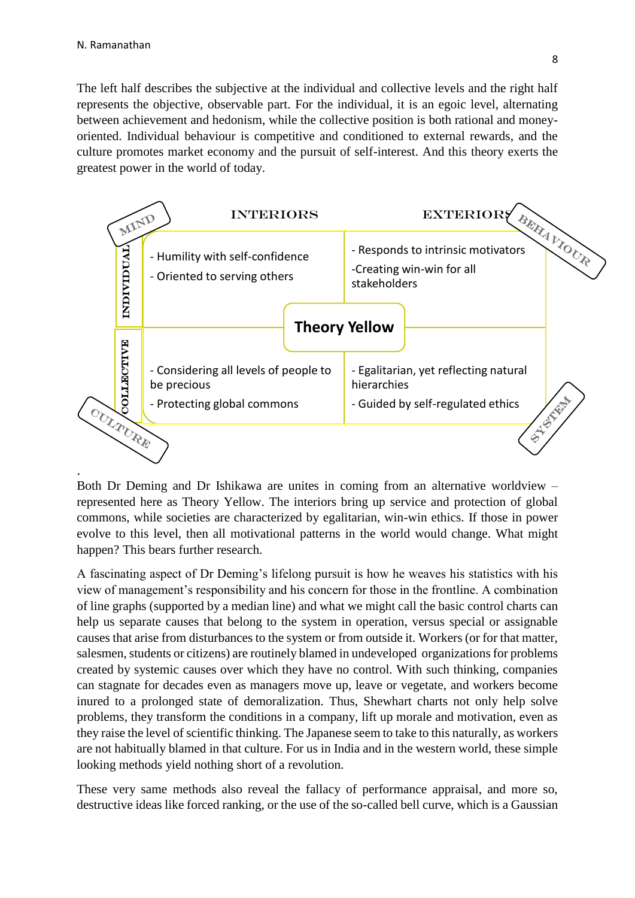The left half describes the subjective at the individual and collective levels and the right half represents the objective, observable part. For the individual, it is an egoic level, alternating between achievement and hedonism, while the collective position is both rational and money-oriented. Individual behaviour is competitive and conditioned to external rewards, and the culture promotes market economy and the pursuit of self-interest. And this theory exerts the greatest power in the world of today.

| | INTERIORS (MIND / CULTURE) | EXTERIORS (BEHAVIOUR / SYSTEM) |
|---|---|---|
| INDIVIDUAL | - Humility with self-confidence<br>- Oriented to serving others | - Responds to intrinsic motivators<br>-Creating win-win for all stakeholders |
| COLLECTIVE | - Considering all levels of people to be precious<br>- Protecting global commons | - Egalitarian, yet reflecting natural hierarchies<br>- Guided by self-regulated ethics |

**Theory Yellow**

.
Both Dr Deming and Dr Ishikawa are unites in coming from an alternative worldview – represented here as Theory Yellow. The interiors bring up service and protection of global commons, while societies are characterized by egalitarian, win-win ethics. If those in power evolve to this level, then all motivational patterns in the world would change. What might happen? This bears further research.

A fascinating aspect of Dr Deming's lifelong pursuit is how he weaves his statistics with his view of management's responsibility and his concern for those in the frontline. A combination of line graphs (supported by a median line) and what we might call the basic control charts can help us separate causes that belong to the system in operation, versus special or assignable causes that arise from disturbances to the system or from outside it. Workers (or for that matter, salesmen, students or citizens) are routinely blamed in undeveloped organizations for problems created by systemic causes over which they have no control. With such thinking, companies can stagnate for decades even as managers move up, leave or vegetate, and workers become inured to a prolonged state of demoralization. Thus, Shewhart charts not only help solve problems, they transform the conditions in a company, lift up morale and motivation, even as they raise the level of scientific thinking. The Japanese seem to take to this naturally, as workers are not habitually blamed in that culture. For us in India and in the western world, these simple looking methods yield nothing short of a revolution.

These very same methods also reveal the fallacy of performance appraisal, and more so, destructive ideas like forced ranking, or the use of the so-called bell curve, which is a Gaussian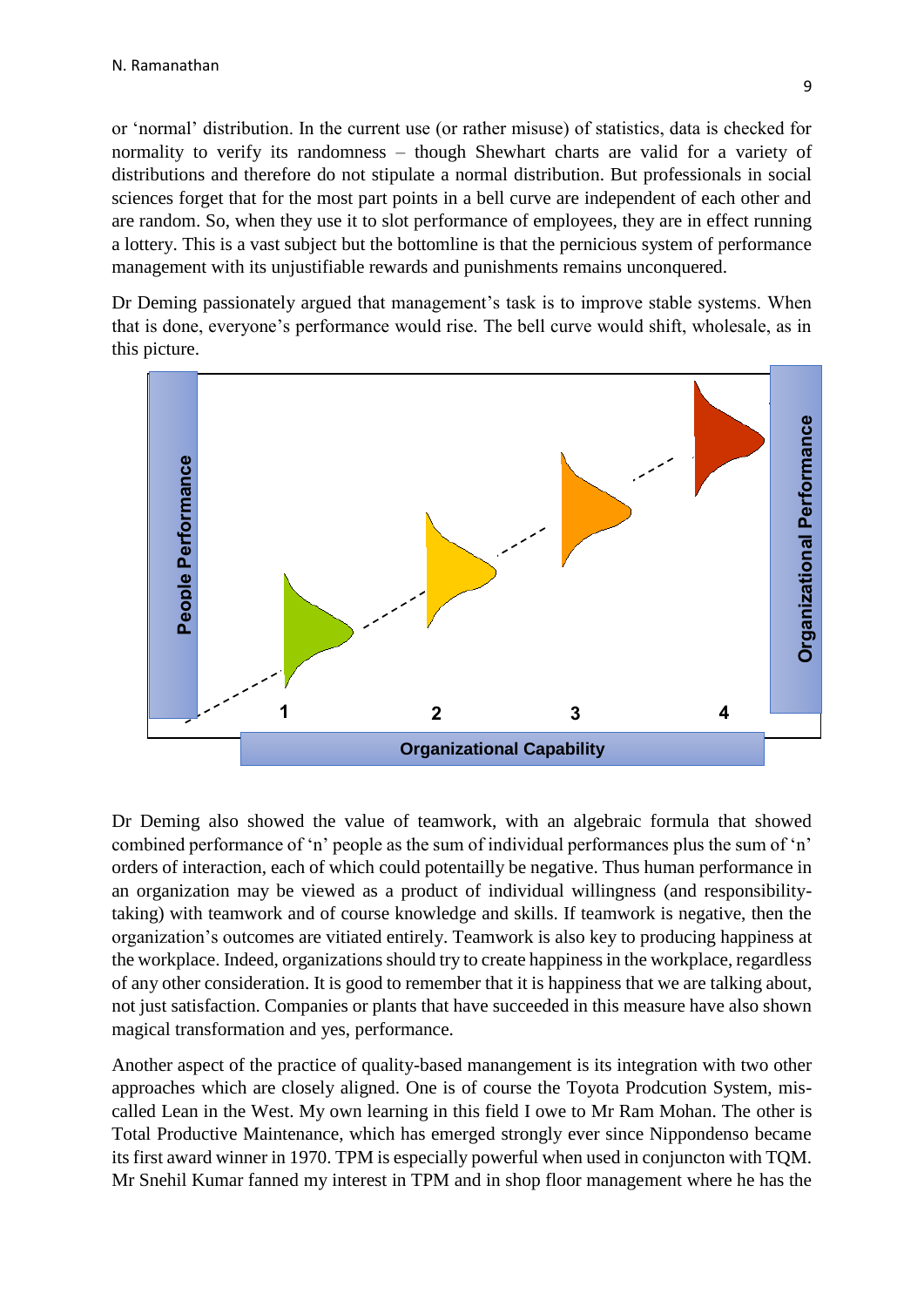or 'normal' distribution. In the current use (or rather misuse) of statistics, data is checked for normality to verify its randomness – though Shewhart charts are valid for a variety of distributions and therefore do not stipulate a normal distribution. But professionals in social sciences forget that for the most part points in a bell curve are independent of each other and are random. So, when they use it to slot performance of employees, they are in effect running a lottery. This is a vast subject but the bottomline is that the pernicious system of performance management with its unjustifiable rewards and punishments remains unconquered.

Dr Deming passionately argued that management's task is to improve stable systems. When that is done, everyone's performance would rise. The bell curve would shift, wholesale, as in this picture.

Dr Deming also showed the value of teamwork, with an algebraic formula that showed combined performance of 'n' people as the sum of individual performances plus the sum of 'n' orders of interaction, each of which could potentailly be negative. Thus human performance in an organization may be viewed as a product of individual willingness (and responsibility-taking) with teamwork and of course knowledge and skills. If teamwork is negative, then the organization's outcomes are vitiated entirely. Teamwork is also key to producing happiness at the workplace. Indeed, organizations should try to create happiness in the workplace, regardless of any other consideration. It is good to remember that it is happiness that we are talking about, not just satisfaction. Companies or plants that have succeeded in this measure have also shown magical transformation and yes, performance.

Another aspect of the practice of quality-based manangement is its integration with two other approaches which are closely aligned. One is of course the Toyota Prodcution System, mis-called Lean in the West. My own learning in this field I owe to Mr Ram Mohan. The other is Total Productive Maintenance, which has emerged strongly ever since Nippondenso became its first award winner in 1970. TPM is especially powerful when used in conjuncton with TQM. Mr Snehil Kumar fanned my interest in TPM and in shop floor management where he has the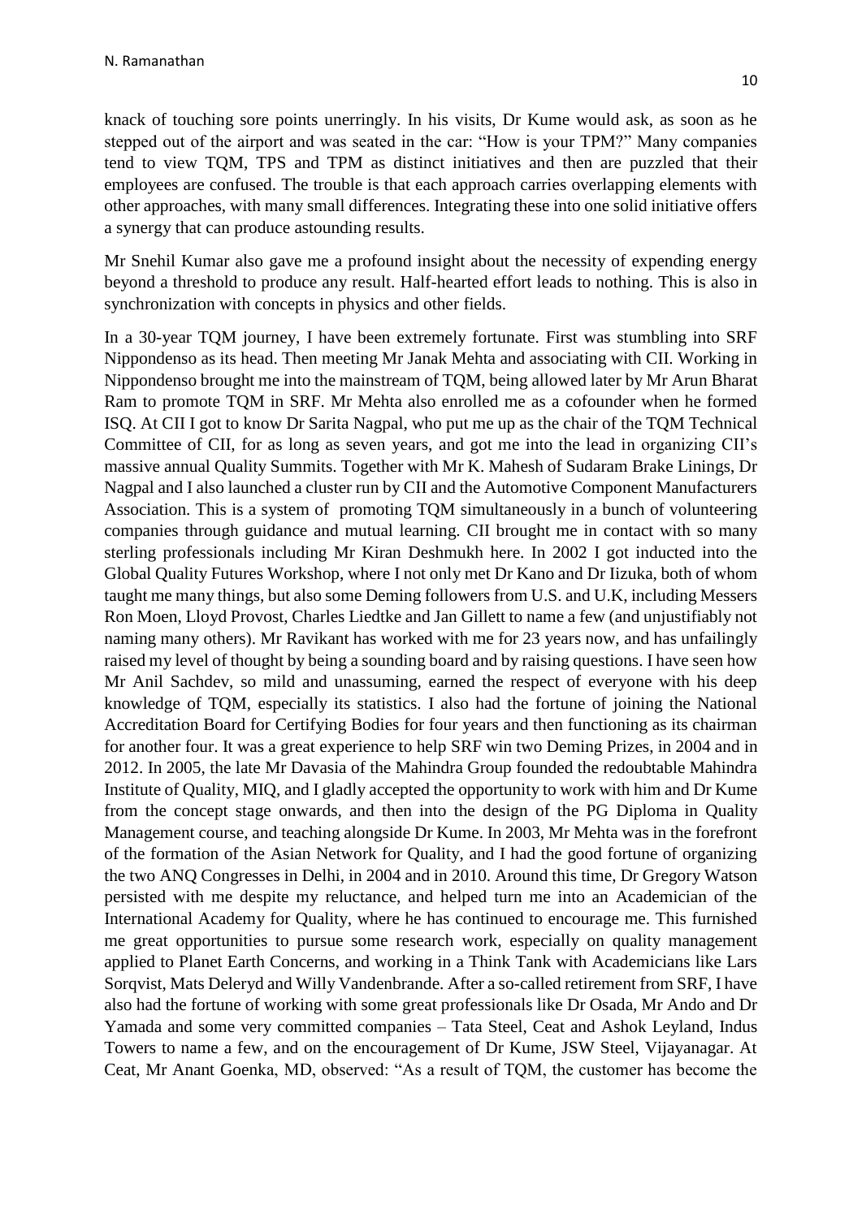knack of touching sore points unerringly. In his visits, Dr Kume would ask, as soon as he stepped out of the airport and was seated in the car: "How is your TPM?" Many companies tend to view TQM, TPS and TPM as distinct initiatives and then are puzzled that their employees are confused. The trouble is that each approach carries overlapping elements with other approaches, with many small differences. Integrating these into one solid initiative offers a synergy that can produce astounding results.

Mr Snehil Kumar also gave me a profound insight about the necessity of expending energy beyond a threshold to produce any result. Half-hearted effort leads to nothing. This is also in synchronization with concepts in physics and other fields.

In a 30-year TQM journey, I have been extremely fortunate. First was stumbling into SRF Nippondenso as its head. Then meeting Mr Janak Mehta and associating with CII. Working in Nippondenso brought me into the mainstream of TQM, being allowed later by Mr Arun Bharat Ram to promote TQM in SRF. Mr Mehta also enrolled me as a cofounder when he formed ISQ. At CII I got to know Dr Sarita Nagpal, who put me up as the chair of the TQM Technical Committee of CII, for as long as seven years, and got me into the lead in organizing CII's massive annual Quality Summits. Together with Mr K. Mahesh of Sudaram Brake Linings, Dr Nagpal and I also launched a cluster run by CII and the Automotive Component Manufacturers Association. This is a system of promoting TQM simultaneously in a bunch of volunteering companies through guidance and mutual learning. CII brought me in contact with so many sterling professionals including Mr Kiran Deshmukh here. In 2002 I got inducted into the Global Quality Futures Workshop, where I not only met Dr Kano and Dr Iizuka, both of whom taught me many things, but also some Deming followers from U.S. and U.K, including Messers Ron Moen, Lloyd Provost, Charles Liedtke and Jan Gillett to name a few (and unjustifiably not naming many others). Mr Ravikant has worked with me for 23 years now, and has unfailingly raised my level of thought by being a sounding board and by raising questions. I have seen how Mr Anil Sachdev, so mild and unassuming, earned the respect of everyone with his deep knowledge of TQM, especially its statistics. I also had the fortune of joining the National Accreditation Board for Certifying Bodies for four years and then functioning as its chairman for another four. It was a great experience to help SRF win two Deming Prizes, in 2004 and in 2012. In 2005, the late Mr Davasia of the Mahindra Group founded the redoubtable Mahindra Institute of Quality, MIQ, and I gladly accepted the opportunity to work with him and Dr Kume from the concept stage onwards, and then into the design of the PG Diploma in Quality Management course, and teaching alongside Dr Kume. In 2003, Mr Mehta was in the forefront of the formation of the Asian Network for Quality, and I had the good fortune of organizing the two ANQ Congresses in Delhi, in 2004 and in 2010. Around this time, Dr Gregory Watson persisted with me despite my reluctance, and helped turn me into an Academician of the International Academy for Quality, where he has continued to encourage me. This furnished me great opportunities to pursue some research work, especially on quality management applied to Planet Earth Concerns, and working in a Think Tank with Academicians like Lars Sorqvist, Mats Deleryd and Willy Vandenbrande. After a so-called retirement from SRF, I have also had the fortune of working with some great professionals like Dr Osada, Mr Ando and Dr Yamada and some very committed companies – Tata Steel, Ceat and Ashok Leyland, Indus Towers to name a few, and on the encouragement of Dr Kume, JSW Steel, Vijayanagar. At Ceat, Mr Anant Goenka, MD, observed: "As a result of TQM, the customer has become the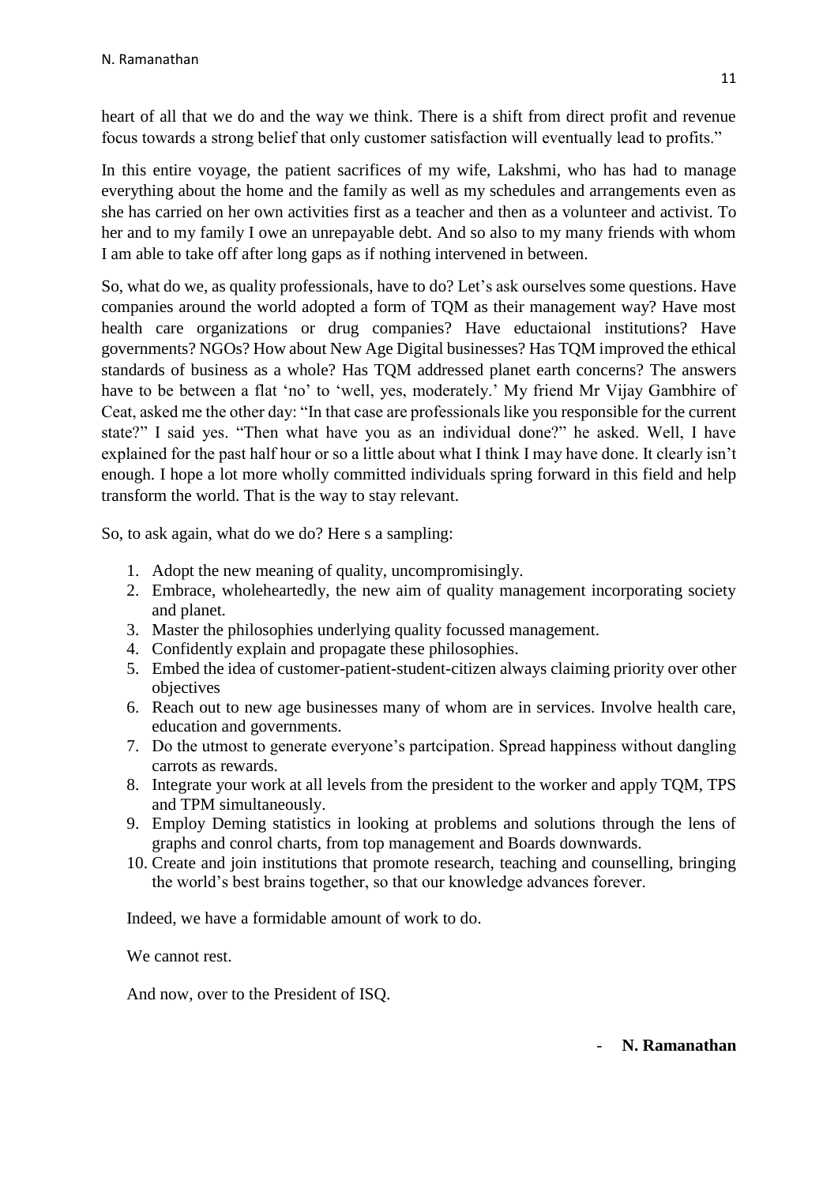heart of all that we do and the way we think. There is a shift from direct profit and revenue focus towards a strong belief that only customer satisfaction will eventually lead to profits."

In this entire voyage, the patient sacrifices of my wife, Lakshmi, who has had to manage everything about the home and the family as well as my schedules and arrangements even as she has carried on her own activities first as a teacher and then as a volunteer and activist. To her and to my family I owe an unrepayable debt. And so also to my many friends with whom I am able to take off after long gaps as if nothing intervened in between.

So, what do we, as quality professionals, have to do? Let's ask ourselves some questions. Have companies around the world adopted a form of TQM as their management way? Have most health care organizations or drug companies? Have eductaional institutions? Have governments? NGOs? How about New Age Digital businesses? Has TQM improved the ethical standards of business as a whole? Has TQM addressed planet earth concerns? The answers have to be between a flat 'no' to 'well, yes, moderately.' My friend Mr Vijay Gambhire of Ceat, asked me the other day: "In that case are professionals like you responsible for the current state?" I said yes. "Then what have you as an individual done?" he asked. Well, I have explained for the past half hour or so a little about what I think I may have done. It clearly isn't enough. I hope a lot more wholly committed individuals spring forward in this field and help transform the world. That is the way to stay relevant.

So, to ask again, what do we do? Here s a sampling:

1. Adopt the new meaning of quality, uncompromisingly.
2. Embrace, wholeheartedly, the new aim of quality management incorporating society and planet.
3. Master the philosophies underlying quality focussed management.
4. Confidently explain and propagate these philosophies.
5. Embed the idea of customer-patient-student-citizen always claiming priority over other objectives
6. Reach out to new age businesses many of whom are in services. Involve health care, education and governments.
7. Do the utmost to generate everyone's partcipation. Spread happiness without dangling carrots as rewards.
8. Integrate your work at all levels from the president to the worker and apply TQM, TPS and TPM simultaneously.
9. Employ Deming statistics in looking at problems and solutions through the lens of graphs and conrol charts, from top management and Boards downwards.
10. Create and join institutions that promote research, teaching and counselling, bringing the world's best brains together, so that our knowledge advances forever.

Indeed, we have a formidable amount of work to do.

We cannot rest.

And now, over to the President of ISQ.

- **N. Ramanathan**